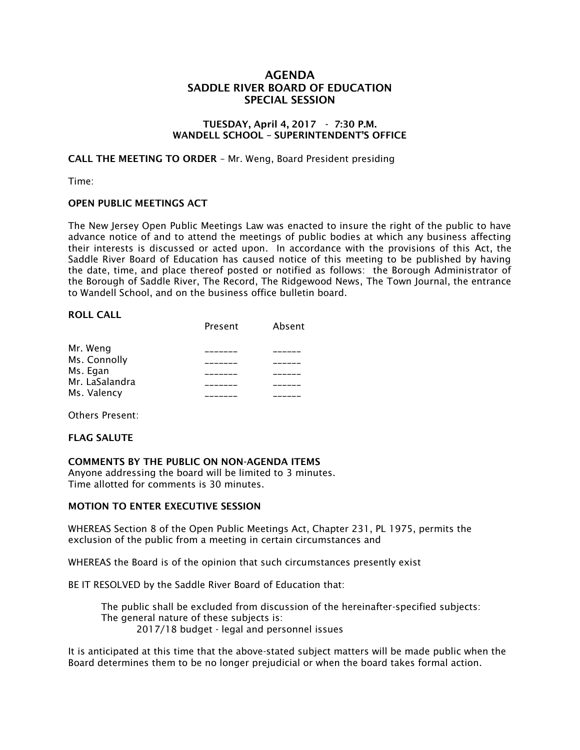# AGENDA
# SADDLE RIVER BOARD OF EDUCATION
# SPECIAL SESSION

**TUESDAY, April 4, 2017 - 7:30 P.M.**
**WANDELL SCHOOL – SUPERINTENDENT'S OFFICE**

**CALL THE MEETING TO ORDER** – Mr. Weng, Board President presiding

Time:

**OPEN PUBLIC MEETINGS ACT**

The New Jersey Open Public Meetings Law was enacted to insure the right of the public to have advance notice of and to attend the meetings of public bodies at which any business affecting their interests is discussed or acted upon. In accordance with the provisions of this Act, the Saddle River Board of Education has caused notice of this meeting to be published by having the date, time, and place thereof posted or notified as follows: the Borough Administrator of the Borough of Saddle River, The Record, The Ridgewood News, The Town Journal, the entrance to Wandell School, and on the business office bulletin board.

**ROLL CALL**

| | Present | Absent |
|---|---|---|
| Mr. Weng | _______ | ______ |
| Ms. Connolly | _______ | ______ |
| Ms. Egan | _______ | ______ |
| Mr. LaSalandra | _______ | ______ |
| Ms. Valency | _______ | ______ |

Others Present:

**FLAG SALUTE**

**COMMENTS BY THE PUBLIC ON NON-AGENDA ITEMS**
Anyone addressing the board will be limited to 3 minutes.
Time allotted for comments is 30 minutes.

**MOTION TO ENTER EXECUTIVE SESSION**

WHEREAS Section 8 of the Open Public Meetings Act, Chapter 231, PL 1975, permits the exclusion of the public from a meeting in certain circumstances and

WHEREAS the Board is of the opinion that such circumstances presently exist

BE IT RESOLVED by the Saddle River Board of Education that:

The public shall be excluded from discussion of the hereinafter-specified subjects:
The general nature of these subjects is:
2017/18 budget - legal and personnel issues

It is anticipated at this time that the above-stated subject matters will be made public when the Board determines them to be no longer prejudicial or when the board takes formal action.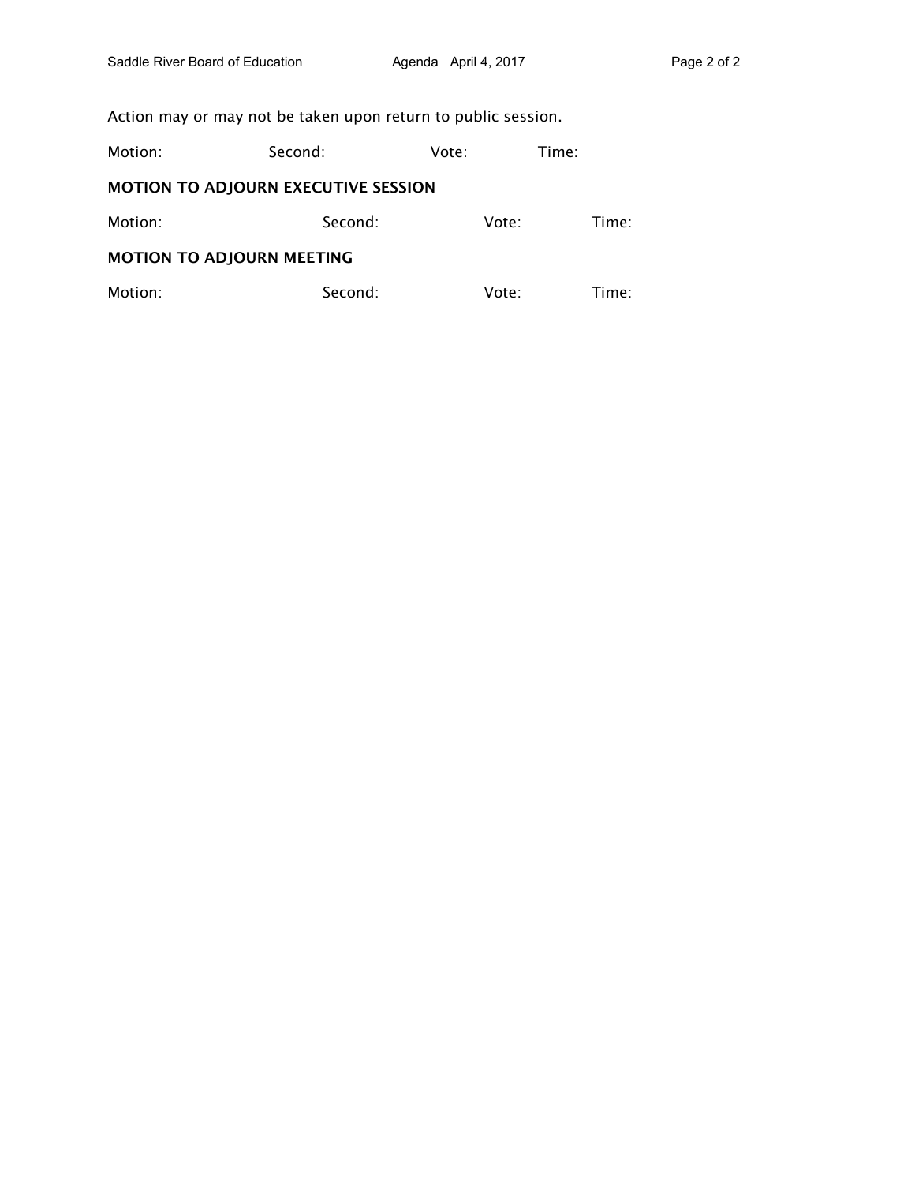Action may or may not be taken upon return to public session.

Motion: Second: Vote: Time:

**MOTION TO ADJOURN EXECUTIVE SESSION**

Motion: Second: Vote: Time:

**MOTION TO ADJOURN MEETING**

Motion: Second: Vote: Time: